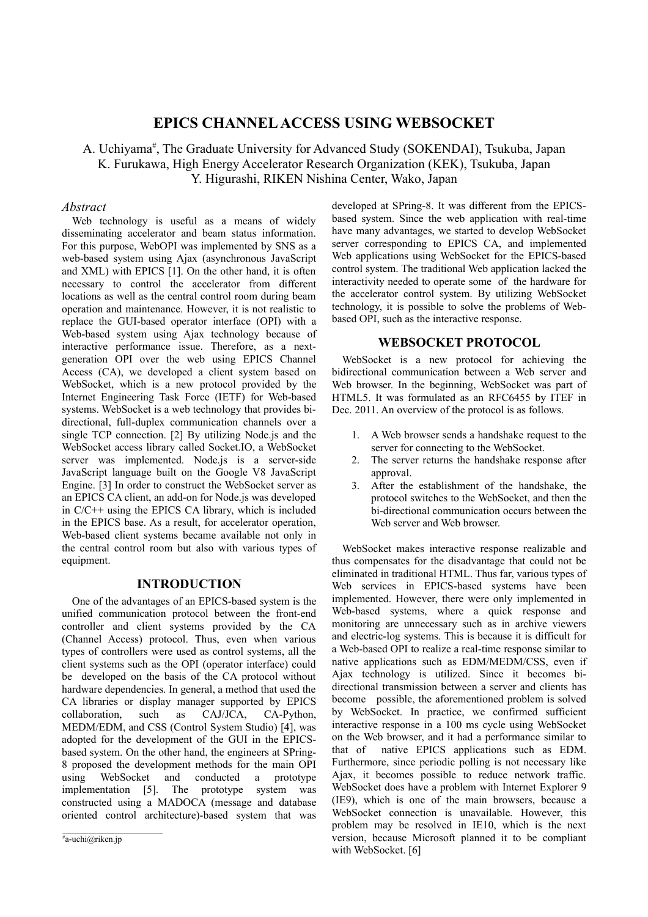# EPICS CHANNEL ACCESS USING WEBSOCKET

A. Uchiyama[#], The Graduate University for Advanced Study (SOKENDAI), Tsukuba, Japan
K. Furukawa, High Energy Accelerator Research Organization (KEK), Tsukuba, Japan
Y. Higurashi, RIKEN Nishina Center, Wako, Japan

## *Abstract*

Web technology is useful as a means of widely disseminating accelerator and beam status information. For this purpose, WebOPI was implemented by SNS as a web-based system using Ajax (asynchronous JavaScript and XML) with EPICS [1]. On the other hand, it is often necessary to control the accelerator from different locations as well as the central control room during beam operation and maintenance. However, it is not realistic to replace the GUI-based operator interface (OPI) with a Web-based system using Ajax technology because of interactive performance issue. Therefore, as a next-generation OPI over the web using EPICS Channel Access (CA), we developed a client system based on WebSocket, which is a new protocol provided by the Internet Engineering Task Force (IETF) for Web-based systems. WebSocket is a web technology that provides bi-directional, full-duplex communication channels over a single TCP connection. [2] By utilizing Node.js and the WebSocket access library called Socket.IO, a WebSocket server was implemented. Node.js is a server-side JavaScript language built on the Google V8 JavaScript Engine. [3] In order to construct the WebSocket server as an EPICS CA client, an add-on for Node.js was developed in C/C++ using the EPICS CA library, which is included in the EPICS base. As a result, for accelerator operation, Web-based client systems became available not only in the central control room but also with various types of equipment.

## INTRODUCTION

One of the advantages of an EPICS-based system is the unified communication protocol between the front-end controller and client systems provided by the CA (Channel Access) protocol. Thus, even when various types of controllers were used as control systems, all the client systems such as the OPI (operator interface) could be developed on the basis of the CA protocol without hardware dependencies. In general, a method that used the CA libraries or display manager supported by EPICS collaboration, such as CAJ/JCA, CA-Python, MEDM/EDM, and CSS (Control System Studio) [4], was adopted for the development of the GUI in the EPICS-based system. On the other hand, the engineers at SPring-8 proposed the development methods for the main OPI using WebSocket and conducted a prototype implementation [5]. The prototype system was constructed using a MADOCA (message and database oriented control architecture)-based system that was developed at SPring-8. It was different from the EPICS-based system. Since the web application with real-time have many advantages, we started to develop WebSocket server corresponding to EPICS CA, and implemented Web applications using WebSocket for the EPICS-based control system. The traditional Web application lacked the interactivity needed to operate some of the hardware for the accelerator control system. By utilizing WebSocket technology, it is possible to solve the problems of Web-based OPI, such as the interactive response.

## WEBSOCKET PROTOCOL

WebSocket is a new protocol for achieving the bidirectional communication between a Web server and Web browser. In the beginning, WebSocket was part of HTML5. It was formulated as an RFC6455 by ITEF in Dec. 2011. An overview of the protocol is as follows.

1. A Web browser sends a handshake request to the server for connecting to the WebSocket.
2. The server returns the handshake response after approval.
3. After the establishment of the handshake, the protocol switches to the WebSocket, and then the bi-directional communication occurs between the Web server and Web browser.

WebSocket makes interactive response realizable and thus compensates for the disadvantage that could not be eliminated in traditional HTML. Thus far, various types of Web services in EPICS-based systems have been implemented. However, there were only implemented in Web-based systems, where a quick response and monitoring are unnecessary such as in archive viewers and electric-log systems. This is because it is difficult for a Web-based OPI to realize a real-time response similar to native applications such as EDM/MEDM/CSS, even if Ajax technology is utilized. Since it becomes bi-directional transmission between a server and clients has become possible, the aforementioned problem is solved by WebSocket. In practice, we confirmed sufficient interactive response in a 100 ms cycle using WebSocket on the Web browser, and it had a performance similar to that of native EPICS applications such as EDM. Furthermore, since periodic polling is not necessary like Ajax, it becomes possible to reduce network traffic. WebSocket does have a problem with Internet Explorer 9 (IE9), which is one of the main browsers, because a WebSocket connection is unavailable. However, this problem may be resolved in IE10, which is the next version, because Microsoft planned it to be compliant with WebSocket. [6]

[#] a-uchi@riken.jp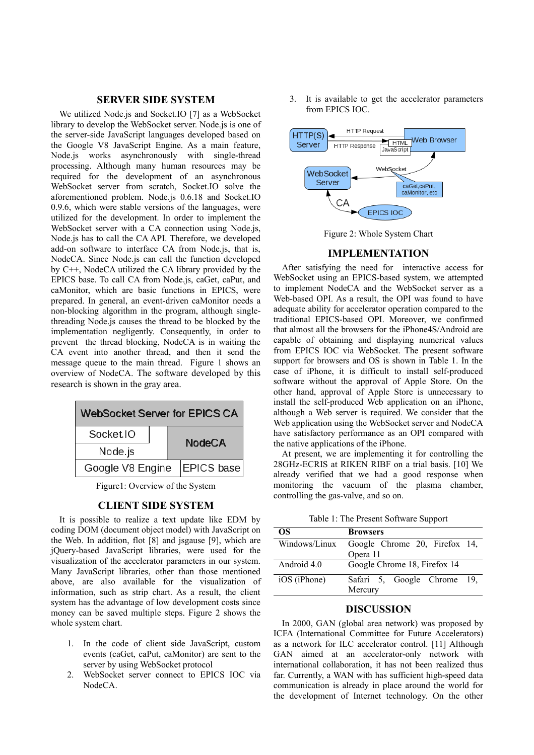## SERVER SIDE SYSTEM

We utilized Node.js and Socket.IO [7] as a WebSocket library to develop the WebSocket server. Node.js is one of the server-side JavaScript languages developed based on the Google V8 JavaScript Engine. As a main feature, Node.js works asynchronously with single-thread processing. Although many human resources may be required for the development of an asynchronous WebSocket server from scratch, Socket.IO solve the aforementioned problem. Node.js 0.6.18 and Socket.IO 0.9.6, which were stable versions of the languages, were utilized for the development. In order to implement the WebSocket server with a CA connection using Node.js, Node.js has to call the CA API. Therefore, we developed add-on software to interface CA from Node.js, that is, NodeCA. Since Node.js can call the function developed by C++, NodeCA utilized the CA library provided by the EPICS base. To call CA from Node.js, caGet, caPut, and caMonitor, which are basic functions in EPICS, were prepared. In general, an event-driven caMonitor needs a non-blocking algorithm in the program, although single-threading Node.js causes the thread to be blocked by the implementation negligently. Consequently, in order to prevent the thread blocking, NodeCA is in waiting the CA event into another thread, and then it send the message queue to the main thread. Figure 1 shows an overview of NodeCA. The software developed by this research is shown in the gray area.

| WebSocket Server for EPICS CA | | |
|---|---|---|
| Socket.IO | | NodeCA |
| Node.js | | |
| Google V8 Engine | | EPICS base |

Figure1: Overview of the System

## CLIENT SIDE SYSTEM

It is possible to realize a text update like EDM by coding DOM (document object model) with JavaScript on the Web. In addition, flot [8] and jsgause [9], which are jQuery-based JavaScript libraries, were used for the visualization of the accelerator parameters in our system. Many JavaScript libraries, other than those mentioned above, are also available for the visualization of information, such as strip chart. As a result, the client system has the advantage of low development costs since money can be saved multiple steps. Figure 2 shows the whole system chart.

1. In the code of client side JavaScript, custom events (caGet, caPut, caMonitor) are sent to the server by using WebSocket protocol
2. WebSocket server connect to EPICS IOC via NodeCA.
3. It is available to get the accelerator parameters from EPICS IOC.

HTTP(S) Server — HTTP Request / HTTP Response (HTML, JavaScript) — Web Browser; WebSocket (caGet, caPut, caMonitor, etc) — WebSocket Server; CA — EPICS IOC

Figure 2: Whole System Chart

## IMPLEMENTATION

After satisfying the need for interactive access for WebSocket using an EPICS-based system, we attempted to implement NodeCA and the WebSocket server as a Web-based OPI. As a result, the OPI was found to have adequate ability for accelerator operation compared to the traditional EPICS-based OPI. Moreover, we confirmed that almost all the browsers for the iPhone4S/Android are capable of obtaining and displaying numerical values from EPICS IOC via WebSocket. The present software support for browsers and OS is shown in Table 1. In the case of iPhone, it is difficult to install self-produced software without the approval of Apple Store. On the other hand, approval of Apple Store is unnecessary to install the self-produced Web application on an iPhone, although a Web server is required. We consider that the Web application using the WebSocket server and NodeCA have satisfactory performance as an OPI compared with the native applications of the iPhone.

At present, we are implementing it for controlling the 28GHz-ECRIS at RIKEN RIBF on a trial basis. [10] We already verified that we had a good response when monitoring the vacuum of the plasma chamber, controlling the gas-valve, and so on.

Table 1: The Present Software Support

| OS | Browsers |
|---|---|
| Windows/Linux | Google Chrome 20, Firefox 14, Opera 11 |
| Android 4.0 | Google Chrome 18, Firefox 14 |
| iOS (iPhone) | Safari 5, Google Chrome 19, Mercury |

## DISCUSSION

In 2000, GAN (global area network) was proposed by ICFA (International Committee for Future Accelerators) as a network for ILC accelerator control. [11] Although GAN aimed at an accelerator-only network with international collaboration, it has not been realized thus far. Currently, a WAN with has sufficient high-speed data communication is already in place around the world for the development of Internet technology. On the other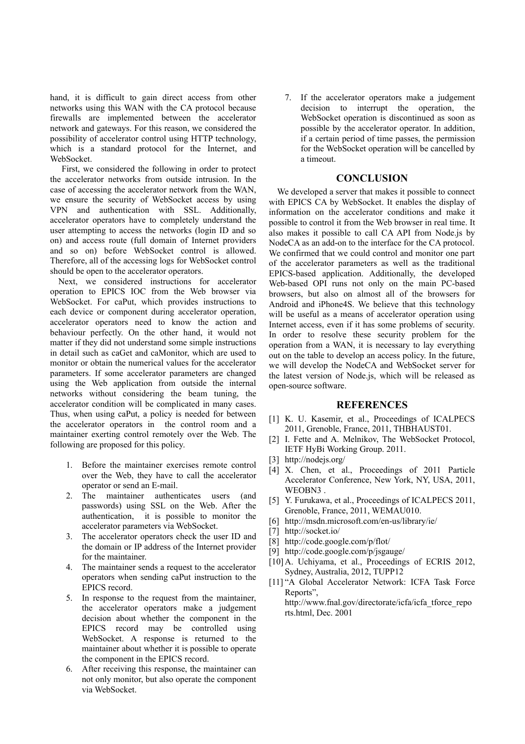hand, it is difficult to gain direct access from other networks using this WAN with the CA protocol because firewalls are implemented between the accelerator network and gateways. For this reason, we considered the possibility of accelerator control using HTTP technology, which is a standard protocol for the Internet, and WebSocket.

First, we considered the following in order to protect the accelerator networks from outside intrusion. In the case of accessing the accelerator network from the WAN, we ensure the security of WebSocket access by using VPN and authentication with SSL. Additionally, accelerator operators have to completely understand the user attempting to access the networks (login ID and so on) and access route (full domain of Internet providers and so on) before WebSocket control is allowed. Therefore, all of the accessing logs for WebSocket control should be open to the accelerator operators.

Next, we considered instructions for accelerator operation to EPICS IOC from the Web browser via WebSocket. For caPut, which provides instructions to each device or component during accelerator operation, accelerator operators need to know the action and behaviour perfectly. On the other hand, it would not matter if they did not understand some simple instructions in detail such as caGet and caMonitor, which are used to monitor or obtain the numerical values for the accelerator parameters. If some accelerator parameters are changed using the Web application from outside the internal networks without considering the beam tuning, the accelerator condition will be complicated in many cases. Thus, when using caPut, a policy is needed for between the accelerator operators in the control room and a maintainer exerting control remotely over the Web. The following are proposed for this policy.

1. Before the maintainer exercises remote control over the Web, they have to call the accelerator operator or send an E-mail.
2. The maintainer authenticates users (and passwords) using SSL on the Web. After the authentication, it is possible to monitor the accelerator parameters via WebSocket.
3. The accelerator operators check the user ID and the domain or IP address of the Internet provider for the maintainer.
4. The maintainer sends a request to the accelerator operators when sending caPut instruction to the EPICS record.
5. In response to the request from the maintainer, the accelerator operators make a judgement decision about whether the component in the EPICS record may be controlled using WebSocket. A response is returned to the maintainer about whether it is possible to operate the component in the EPICS record.
6. After receiving this response, the maintainer can not only monitor, but also operate the component via WebSocket.
7. If the accelerator operators make a judgement decision to interrupt the operation, the WebSocket operation is discontinued as soon as possible by the accelerator operator. In addition, if a certain period of time passes, the permission for the WebSocket operation will be cancelled by a timeout.

## CONCLUSION

We developed a server that makes it possible to connect with EPICS CA by WebSocket. It enables the display of information on the accelerator conditions and make it possible to control it from the Web browser in real time. It also makes it possible to call CA API from Node.js by NodeCA as an add-on to the interface for the CA protocol. We confirmed that we could control and monitor one part of the accelerator parameters as well as the traditional EPICS-based application. Additionally, the developed Web-based OPI runs not only on the main PC-based browsers, but also on almost all of the browsers for Android and iPhone4S. We believe that this technology will be useful as a means of accelerator operation using Internet access, even if it has some problems of security. In order to resolve these security problem for the operation from a WAN, it is necessary to lay everything out on the table to develop an access policy. In the future, we will develop the NodeCA and WebSocket server for the latest version of Node.js, which will be released as open-source software.

## REFERENCES

[1] K. U. Kasemir, et al., Proceedings of ICALPECS 2011, Grenoble, France, 2011, THBHAUST01.

[2] I. Fette and A. Melnikov, The WebSocket Protocol, IETF HyBi Working Group. 2011.

[3] http://nodejs.org/

[4] X. Chen, et al., Proceedings of 2011 Particle Accelerator Conference, New York, NY, USA, 2011, WEOBN3 .

[5] Y. Furukawa, et al., Proceedings of ICALPECS 2011, Grenoble, France, 2011, WEMAU010.

[6] http://msdn.microsoft.com/en-us/library/ie/

[7] http://socket.io/

[8] http://code.google.com/p/flot/

[9] http://code.google.com/p/jsgauge/

[10] A. Uchiyama, et al., Proceedings of ECRIS 2012, Sydney, Australia, 2012, TUPP12

[11] "A Global Accelerator Network: ICFA Task Force Reports", http://www.fnal.gov/directorate/icfa/icfa_tforce_reports.html, Dec. 2001